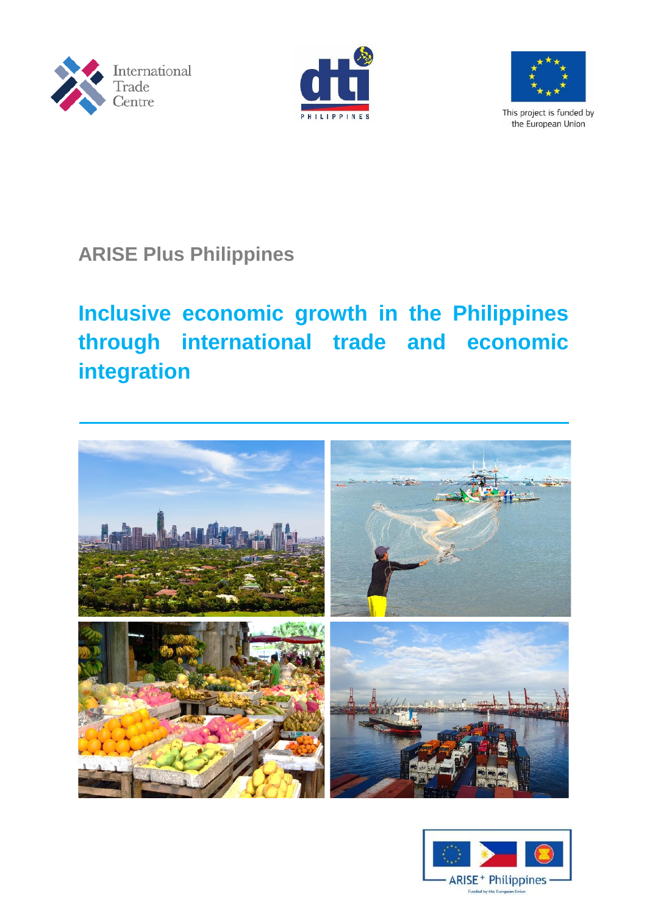International Trade Centre

This project is funded by the European Union

## ARISE Plus Philippines

# Inclusive economic growth in the Philippines through international trade and economic integration

ARISE+ Philippines

Funded by the European Union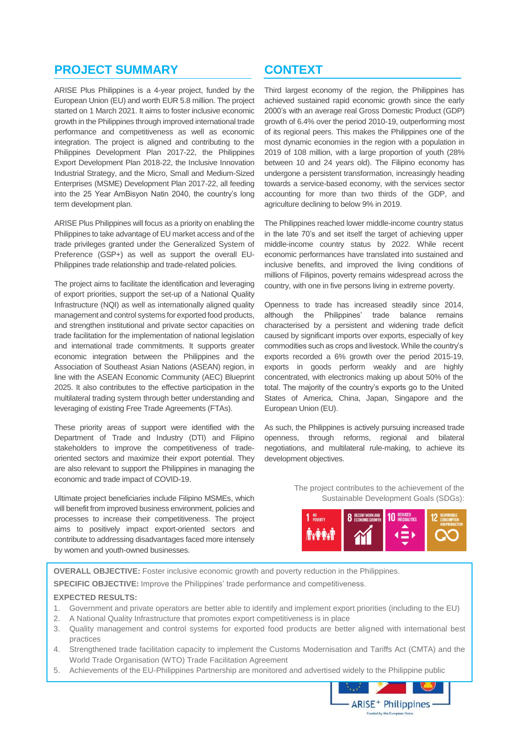## PROJECT SUMMARY

ARISE Plus Philippines is a 4-year project, funded by the European Union (EU) and worth EUR 5.8 million. The project started on 1 March 2021. It aims to foster inclusive economic growth in the Philippines through improved international trade performance and competitiveness as well as economic integration. The project is aligned and contributing to the Philippines Development Plan 2017-22, the Philippines Export Development Plan 2018-22, the Inclusive Innovation Industrial Strategy, and the Micro, Small and Medium-Sized Enterprises (MSME) Development Plan 2017-22, all feeding into the 25 Year AmBisyon Natin 2040, the country's long term development plan.

ARISE Plus Philippines will focus as a priority on enabling the Philippines to take advantage of EU market access and of the trade privileges granted under the Generalized System of Preference (GSP+) as well as support the overall EU-Philippines trade relationship and trade-related policies.

The project aims to facilitate the identification and leveraging of export priorities, support the set-up of a National Quality Infrastructure (NQI) as well as internationally aligned quality management and control systems for exported food products, and strengthen institutional and private sector capacities on trade facilitation for the implementation of national legislation and international trade commitments. It supports greater economic integration between the Philippines and the Association of Southeast Asian Nations (ASEAN) region, in line with the ASEAN Economic Community (AEC) Blueprint 2025. It also contributes to the effective participation in the multilateral trading system through better understanding and leveraging of existing Free Trade Agreements (FTAs).

These priority areas of support were identified with the Department of Trade and Industry (DTI) and Filipino stakeholders to improve the competitiveness of trade-oriented sectors and maximize their export potential. They are also relevant to support the Philippines in managing the economic and trade impact of COVID-19.

Ultimate project beneficiaries include Filipino MSMEs, which will benefit from improved business environment, policies and processes to increase their competitiveness. The project aims to positively impact export-oriented sectors and contribute to addressing disadvantages faced more intensely by women and youth-owned businesses.

## CONTEXT

Third largest economy of the region, the Philippines has achieved sustained rapid economic growth since the early 2000's with an average real Gross Domestic Product (GDP) growth of 6.4% over the period 2010-19, outperforming most of its regional peers. This makes the Philippines one of the most dynamic economies in the region with a population in 2019 of 108 million, with a large proportion of youth (28% between 10 and 24 years old). The Filipino economy has undergone a persistent transformation, increasingly heading towards a service-based economy, with the services sector accounting for more than two thirds of the GDP, and agriculture declining to below 9% in 2019.

The Philippines reached lower middle-income country status in the late 70's and set itself the target of achieving upper middle-income country status by 2022. While recent economic performances have translated into sustained and inclusive benefits, and improved the living conditions of millions of Filipinos, poverty remains widespread across the country, with one in five persons living in extreme poverty.

Openness to trade has increased steadily since 2014, although the Philippines' trade balance remains characterised by a persistent and widening trade deficit caused by significant imports over exports, especially of key commodities such as crops and livestock. While the country's exports recorded a 6% growth over the period 2015-19, exports in goods perform weakly and are highly concentrated, with electronics making up about 50% of the total. The majority of the country's exports go to the United States of America, China, Japan, Singapore and the European Union (EU).

As such, the Philippines is actively pursuing increased trade openness, through reforms, regional and bilateral negotiations, and multilateral rule-making, to achieve its development objectives.

The project contributes to the achievement of the Sustainable Development Goals (SDGs):

1 NO POVERTY | 8 DECENT WORK AND ECONOMIC GROWTH | 10 REDUCED INEQUALITIES | 12 RESPONSIBLE CONSUMPTION AND PRODUCTION

**OVERALL OBJECTIVE:** Foster inclusive economic growth and poverty reduction in the Philippines.

**SPECIFIC OBJECTIVE:** Improve the Philippines' trade performance and competitiveness.

**EXPECTED RESULTS:**

1. Government and private operators are better able to identify and implement export priorities (including to the EU)
2. A National Quality Infrastructure that promotes export competitiveness is in place
3. Quality management and control systems for exported food products are better aligned with international best practices
4. Strengthened trade facilitation capacity to implement the Customs Modernisation and Tariffs Act (CMTA) and the World Trade Organisation (WTO) Trade Facilitation Agreement
5. Achievements of the EU-Philippines Partnership are monitored and advertised widely to the Philippine public

ARISE+ Philippines

Funded by the European Union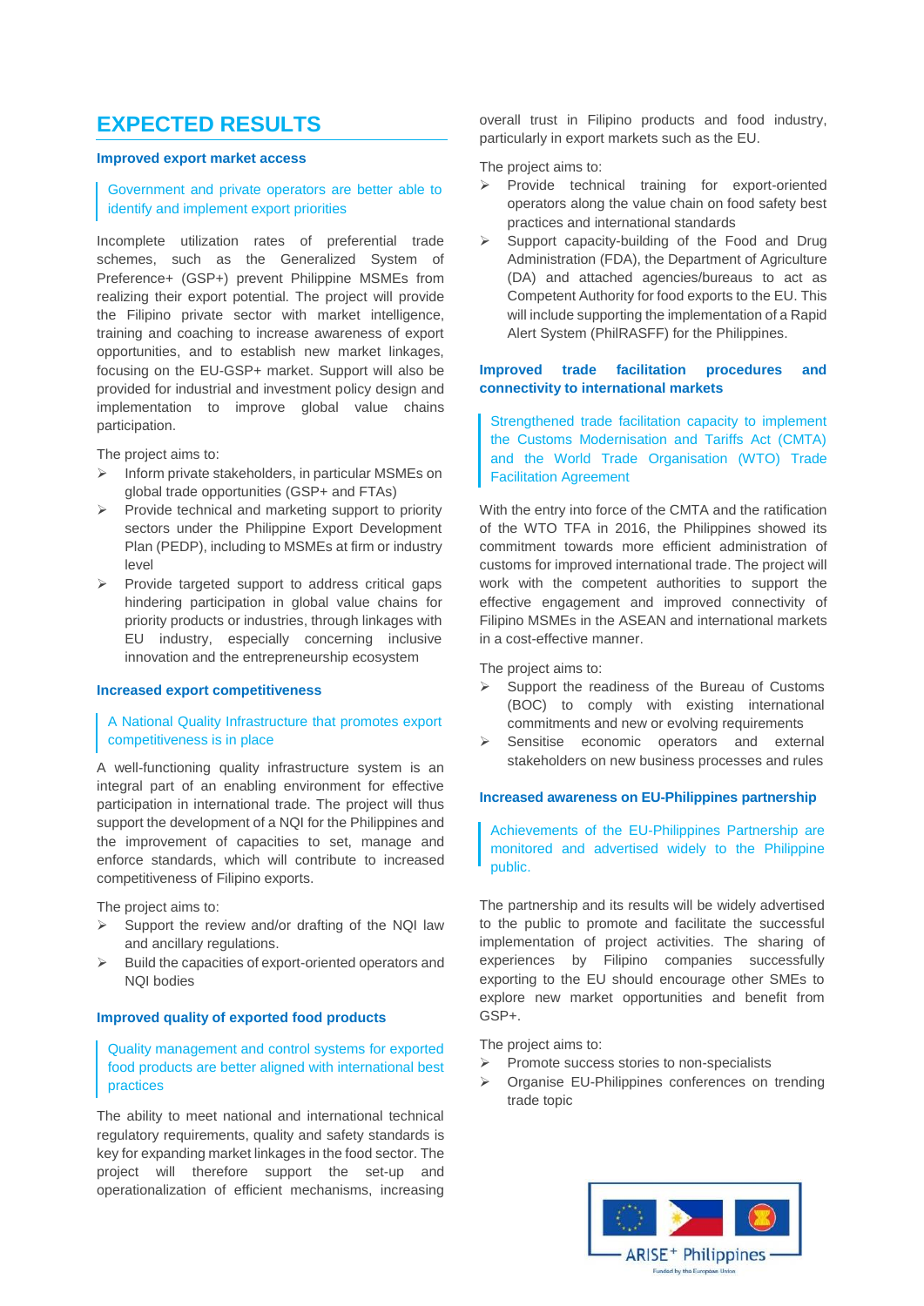# EXPECTED RESULTS

### Improved export market access

> Government and private operators are better able to identify and implement export priorities

Incomplete utilization rates of preferential trade schemes, such as the Generalized System of Preference+ (GSP+) prevent Philippine MSMEs from realizing their export potential. The project will provide the Filipino private sector with market intelligence, training and coaching to increase awareness of export opportunities, and to establish new market linkages, focusing on the EU-GSP+ market. Support will also be provided for industrial and investment policy design and implementation to improve global value chains participation.

The project aims to:

- Inform private stakeholders, in particular MSMEs on global trade opportunities (GSP+ and FTAs)
- Provide technical and marketing support to priority sectors under the Philippine Export Development Plan (PEDP), including to MSMEs at firm or industry level
- Provide targeted support to address critical gaps hindering participation in global value chains for priority products or industries, through linkages with EU industry, especially concerning inclusive innovation and the entrepreneurship ecosystem

### Increased export competitiveness

> A National Quality Infrastructure that promotes export competitiveness is in place

A well-functioning quality infrastructure system is an integral part of an enabling environment for effective participation in international trade. The project will thus support the development of a NQI for the Philippines and the improvement of capacities to set, manage and enforce standards, which will contribute to increased competitiveness of Filipino exports.

The project aims to:

- Support the review and/or drafting of the NQI law and ancillary regulations.
- Build the capacities of export-oriented operators and NQI bodies

### Improved quality of exported food products

> Quality management and control systems for exported food products are better aligned with international best practices

The ability to meet national and international technical regulatory requirements, quality and safety standards is key for expanding market linkages in the food sector. The project will therefore support the set-up and operationalization of efficient mechanisms, increasing overall trust in Filipino products and food industry, particularly in export markets such as the EU.

The project aims to:

- Provide technical training for export-oriented operators along the value chain on food safety best practices and international standards
- Support capacity-building of the Food and Drug Administration (FDA), the Department of Agriculture (DA) and attached agencies/bureaus to act as Competent Authority for food exports to the EU. This will include supporting the implementation of a Rapid Alert System (PhilRASFF) for the Philippines.

### Improved trade facilitation procedures and connectivity to international markets

> Strengthened trade facilitation capacity to implement the Customs Modernisation and Tariffs Act (CMTA) and the World Trade Organisation (WTO) Trade Facilitation Agreement

With the entry into force of the CMTA and the ratification of the WTO TFA in 2016, the Philippines showed its commitment towards more efficient administration of customs for improved international trade. The project will work with the competent authorities to support the effective engagement and improved connectivity of Filipino MSMEs in the ASEAN and international markets in a cost-effective manner.

The project aims to:

- Support the readiness of the Bureau of Customs (BOC) to comply with existing international commitments and new or evolving requirements
- Sensitise economic operators and external stakeholders on new business processes and rules

### Increased awareness on EU-Philippines partnership

> Achievements of the EU-Philippines Partnership are monitored and advertised widely to the Philippine public.

The partnership and its results will be widely advertised to the public to promote and facilitate the successful implementation of project activities. The sharing of experiences by Filipino companies successfully exporting to the EU should encourage other SMEs to explore new market opportunities and benefit from GSP+.

The project aims to:

- Promote success stories to non-specialists
- Organise EU-Philippines conferences on trending trade topic

ARISE+ Philippines

Funded by the European Union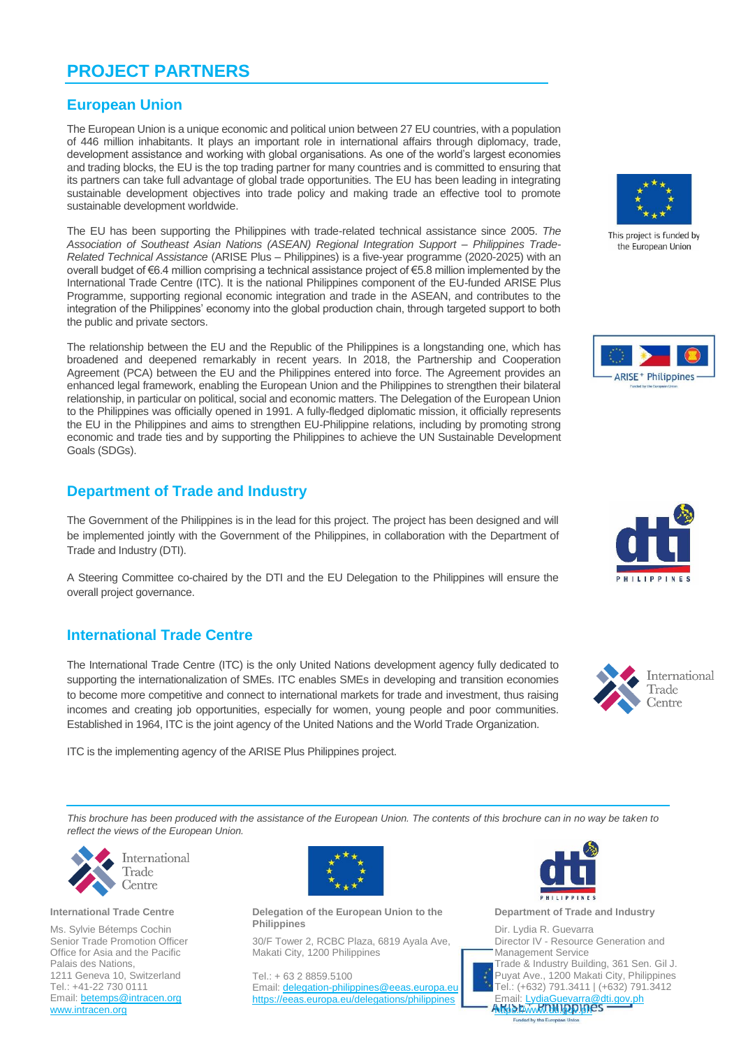# PROJECT PARTNERS

## European Union

The European Union is a unique economic and political union between 27 EU countries, with a population of 446 million inhabitants. It plays an important role in international affairs through diplomacy, trade, development assistance and working with global organisations. As one of the world's largest economies and trading blocks, the EU is the top trading partner for many countries and is committed to ensuring that its partners can take full advantage of global trade opportunities. The EU has been leading in integrating sustainable development objectives into trade policy and making trade an effective tool to promote sustainable development worldwide.

The EU has been supporting the Philippines with trade-related technical assistance since 2005. *The Association of Southeast Asian Nations (ASEAN) Regional Integration Support – Philippines Trade-Related Technical Assistance* (ARISE Plus – Philippines) is a five-year programme (2020-2025) with an overall budget of €6.4 million comprising a technical assistance project of €5.8 million implemented by the International Trade Centre (ITC). It is the national Philippines component of the EU-funded ARISE Plus Programme, supporting regional economic integration and trade in the ASEAN, and contributes to the integration of the Philippines' economy into the global production chain, through targeted support to both the public and private sectors.

The relationship between the EU and the Republic of the Philippines is a longstanding one, which has broadened and deepened remarkably in recent years. In 2018, the Partnership and Cooperation Agreement (PCA) between the EU and the Philippines entered into force. The Agreement provides an enhanced legal framework, enabling the European Union and the Philippines to strengthen their bilateral relationship, in particular on political, social and economic matters. The Delegation of the European Union to the Philippines was officially opened in 1991. A fully-fledged diplomatic mission, it officially represents the EU in the Philippines and aims to strengthen EU-Philippine relations, including by promoting strong economic and trade ties and by supporting the Philippines to achieve the UN Sustainable Development Goals (SDGs).

This project is funded by the European Union

ARISE+ Philippines

Funded by the European Union

## Department of Trade and Industry

The Government of the Philippines is in the lead for this project. The project has been designed and will be implemented jointly with the Government of the Philippines, in collaboration with the Department of Trade and Industry (DTI).

A Steering Committee co-chaired by the DTI and the EU Delegation to the Philippines will ensure the overall project governance.

## International Trade Centre

The International Trade Centre (ITC) is the only United Nations development agency fully dedicated to supporting the internationalization of SMEs. ITC enables SMEs in developing and transition economies to become more competitive and connect to international markets for trade and investment, thus raising incomes and creating job opportunities, especially for women, young people and poor communities. Established in 1964, ITC is the joint agency of the United Nations and the World Trade Organization.

ITC is the implementing agency of the ARISE Plus Philippines project.

---

*This brochure has been produced with the assistance of the European Union. The contents of this brochure can in no way be taken to reflect the views of the European Union.*

**International Trade Centre**

Ms. Sylvie Bétemps Cochin
Senior Trade Promotion Officer
Office for Asia and the Pacific
Palais des Nations,
1211 Geneva 10, Switzerland
Tel.: +41-22 730 0111
Email: betemps@intracen.org
www.intracen.org

**Delegation of the European Union to the Philippines**

30/F Tower 2, RCBC Plaza, 6819 Ayala Ave, Makati City, 1200 Philippines

Tel.: + 63 2 8859.5100
Email: delegation-philippines@eeas.europa.eu
https://eeas.europa.eu/delegations/philippines

**Department of Trade and Industry**

Dir. Lydia R. Guevarra
Director IV - Resource Generation and Management Service
Trade & Industry Building, 361 Sen. Gil J. Puyat Ave., 1200 Makati City, Philippines
Tel.: (+632) 791.3411 | (+632) 791.3412
Email: LydiaGuevarra@dti.gov.ph
https://www.dti.gov.ph